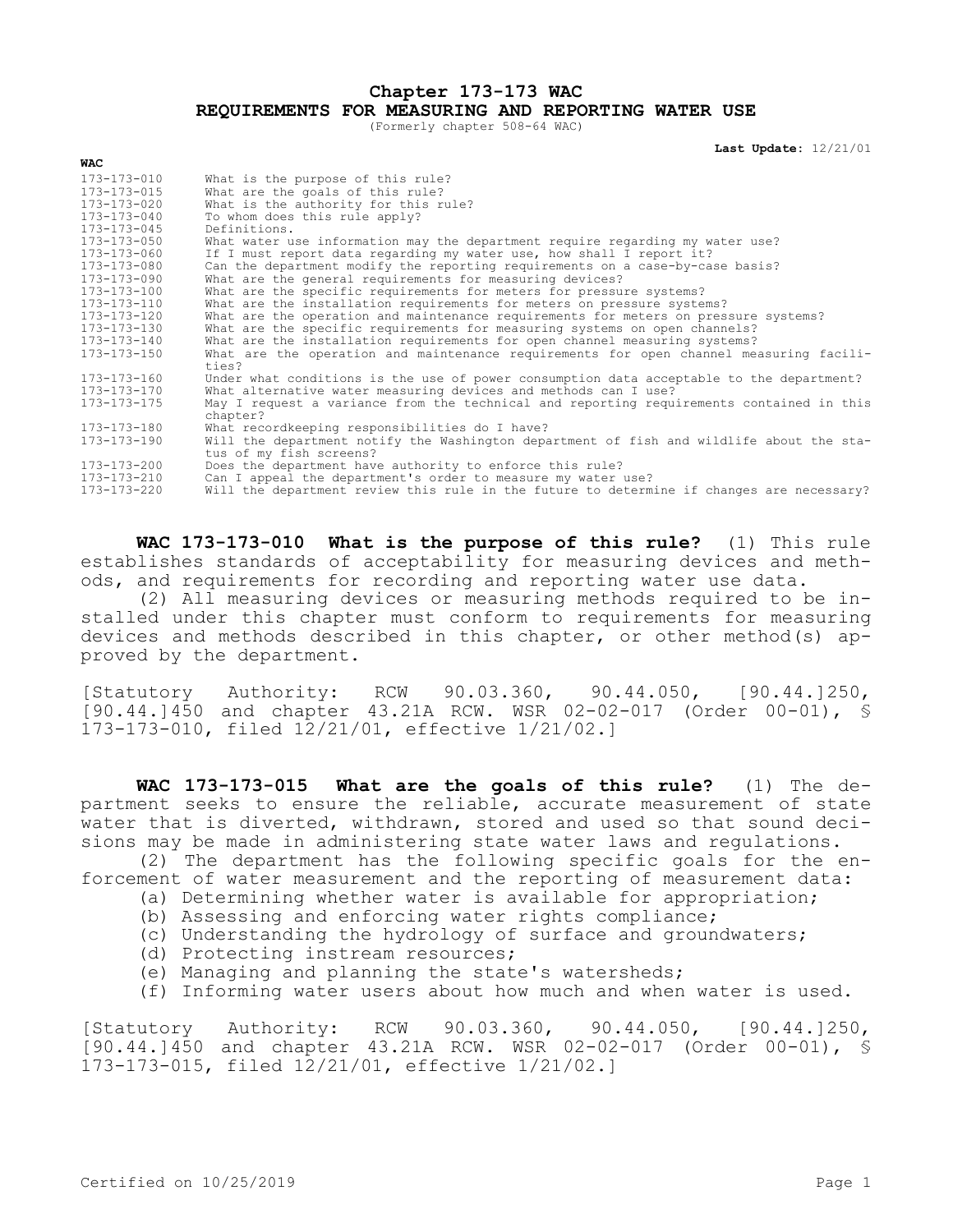# Chapter 173-173 WAC
# REQUIREMENTS FOR MEASURING AND REPORTING WATER USE

(Formerly chapter 508-64 WAC)

**Last Update:** 12/21/01

| WAC | |
|---|---|
| 173-173-010 | What is the purpose of this rule? |
| 173-173-015 | What are the goals of this rule? |
| 173-173-020 | What is the authority for this rule? |
| 173-173-040 | To whom does this rule apply? |
| 173-173-045 | Definitions. |
| 173-173-050 | What water use information may the department require regarding my water use? |
| 173-173-060 | If I must report data regarding my water use, how shall I report it? |
| 173-173-080 | Can the department modify the reporting requirements on a case-by-case basis? |
| 173-173-090 | What are the general requirements for measuring devices? |
| 173-173-100 | What are the specific requirements for meters for pressure systems? |
| 173-173-110 | What are the installation requirements for meters on pressure systems? |
| 173-173-120 | What are the operation and maintenance requirements for meters on pressure systems? |
| 173-173-130 | What are the specific requirements for measuring systems on open channels? |
| 173-173-140 | What are the installation requirements for open channel measuring systems? |
| 173-173-150 | What are the operation and maintenance requirements for open channel measuring facilities? |
| 173-173-160 | Under what conditions is the use of power consumption data acceptable to the department? |
| 173-173-170 | What alternative water measuring devices and methods can I use? |
| 173-173-175 | May I request a variance from the technical and reporting requirements contained in this chapter? |
| 173-173-180 | What recordkeeping responsibilities do I have? |
| 173-173-190 | Will the department notify the Washington department of fish and wildlife about the status of my fish screens? |
| 173-173-200 | Does the department have authority to enforce this rule? |
| 173-173-210 | Can I appeal the department's order to measure my water use? |
| 173-173-220 | Will the department review this rule in the future to determine if changes are necessary? |

**WAC 173-173-010 What is the purpose of this rule?** (1) This rule establishes standards of acceptability for measuring devices and methods, and requirements for recording and reporting water use data.

(2) All measuring devices or measuring methods required to be installed under this chapter must conform to requirements for measuring devices and methods described in this chapter, or other method(s) approved by the department.

[Statutory Authority: RCW 90.03.360, 90.44.050, [90.44.]250, [90.44.]450 and chapter 43.21A RCW. WSR 02-02-017 (Order 00-01), § 173-173-010, filed 12/21/01, effective 1/21/02.]

**WAC 173-173-015 What are the goals of this rule?** (1) The department seeks to ensure the reliable, accurate measurement of state water that is diverted, withdrawn, stored and used so that sound decisions may be made in administering state water laws and regulations.

(2) The department has the following specific goals for the enforcement of water measurement and the reporting of measurement data:

(a) Determining whether water is available for appropriation;

(b) Assessing and enforcing water rights compliance;

(c) Understanding the hydrology of surface and groundwaters;

(d) Protecting instream resources;

(e) Managing and planning the state's watersheds;

(f) Informing water users about how much and when water is used.

[Statutory Authority: RCW 90.03.360, 90.44.050, [90.44.]250, [90.44.]450 and chapter 43.21A RCW. WSR 02-02-017 (Order 00-01), § 173-173-015, filed 12/21/01, effective 1/21/02.]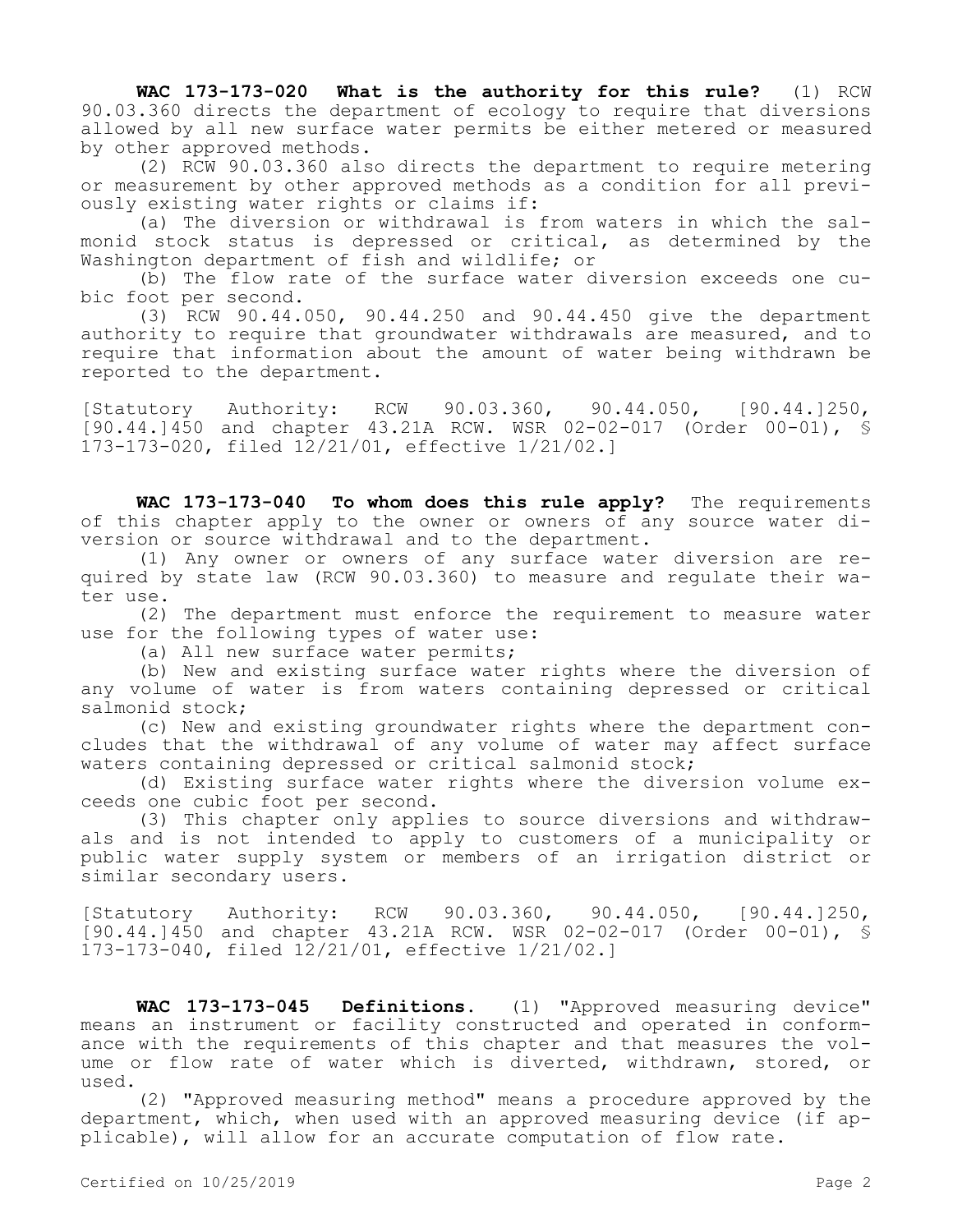**WAC 173-173-020 What is the authority for this rule?** (1) RCW 90.03.360 directs the department of ecology to require that diversions allowed by all new surface water permits be either metered or measured by other approved methods.

(2) RCW 90.03.360 also directs the department to require metering or measurement by other approved methods as a condition for all previously existing water rights or claims if:

(a) The diversion or withdrawal is from waters in which the salmonid stock status is depressed or critical, as determined by the Washington department of fish and wildlife; or

(b) The flow rate of the surface water diversion exceeds one cubic foot per second.

(3) RCW 90.44.050, 90.44.250 and 90.44.450 give the department authority to require that groundwater withdrawals are measured, and to require that information about the amount of water being withdrawn be reported to the department.

[Statutory Authority: RCW 90.03.360, 90.44.050, [90.44.]250, [90.44.]450 and chapter 43.21A RCW. WSR 02-02-017 (Order 00-01), § 173-173-020, filed 12/21/01, effective 1/21/02.]

**WAC 173-173-040 To whom does this rule apply?** The requirements of this chapter apply to the owner or owners of any source water diversion or source withdrawal and to the department.

(1) Any owner or owners of any surface water diversion are required by state law (RCW 90.03.360) to measure and regulate their water use.

(2) The department must enforce the requirement to measure water use for the following types of water use:

(a) All new surface water permits;

(b) New and existing surface water rights where the diversion of any volume of water is from waters containing depressed or critical salmonid stock;

(c) New and existing groundwater rights where the department concludes that the withdrawal of any volume of water may affect surface waters containing depressed or critical salmonid stock;

(d) Existing surface water rights where the diversion volume exceeds one cubic foot per second.

(3) This chapter only applies to source diversions and withdrawals and is not intended to apply to customers of a municipality or public water supply system or members of an irrigation district or similar secondary users.

[Statutory Authority: RCW 90.03.360, 90.44.050, [90.44.]250, [90.44.]450 and chapter 43.21A RCW. WSR 02-02-017 (Order 00-01), § 173-173-040, filed 12/21/01, effective 1/21/02.]

**WAC 173-173-045 Definitions.** (1) "Approved measuring device" means an instrument or facility constructed and operated in conformance with the requirements of this chapter and that measures the volume or flow rate of water which is diverted, withdrawn, stored, or used.

(2) "Approved measuring method" means a procedure approved by the department, which, when used with an approved measuring device (if applicable), will allow for an accurate computation of flow rate.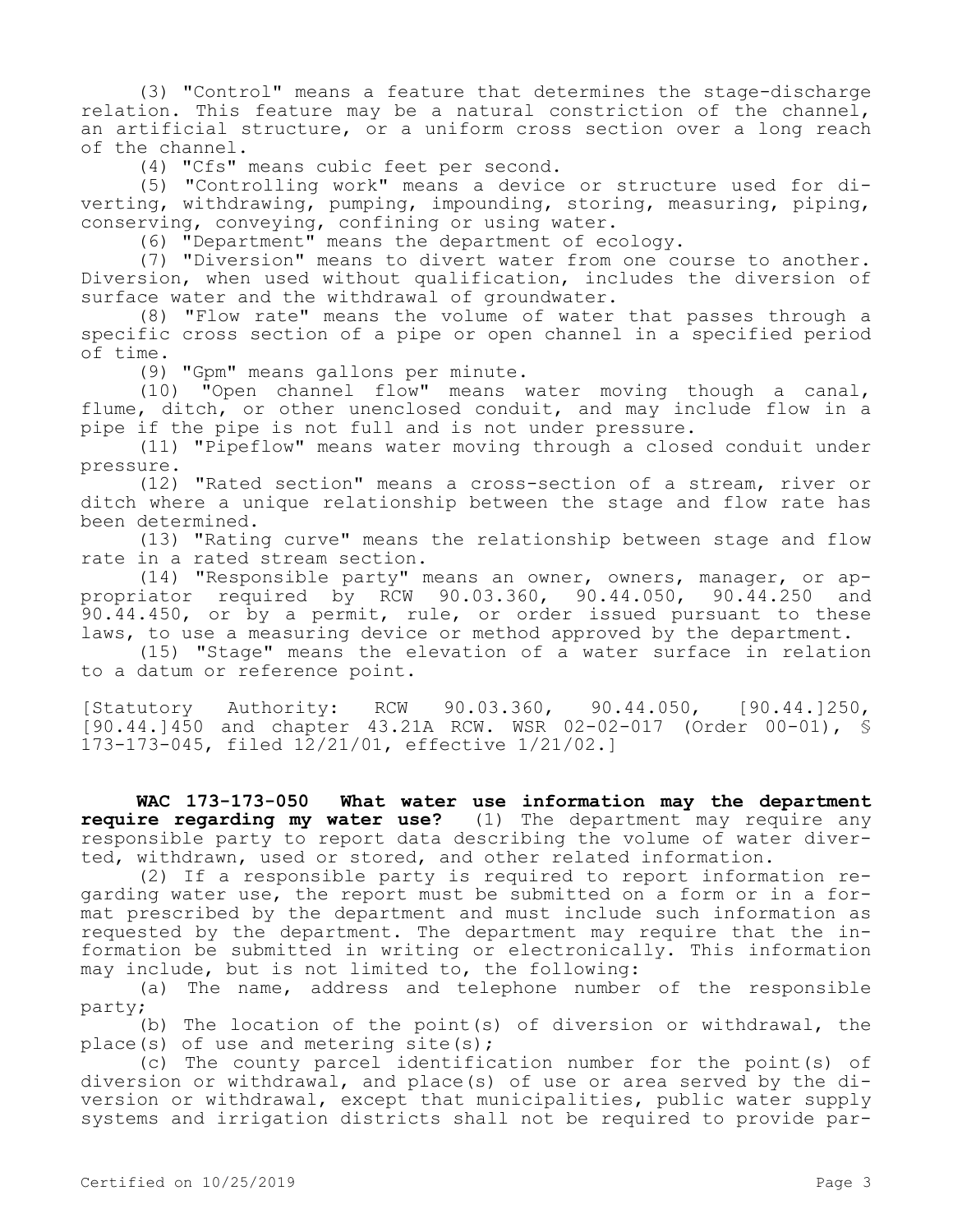(3) "Control" means a feature that determines the stage-discharge relation. This feature may be a natural constriction of the channel, an artificial structure, or a uniform cross section over a long reach of the channel.

(4) "Cfs" means cubic feet per second.

(5) "Controlling work" means a device or structure used for diverting, withdrawing, pumping, impounding, storing, measuring, piping, conserving, conveying, confining or using water.

(6) "Department" means the department of ecology.

(7) "Diversion" means to divert water from one course to another. Diversion, when used without qualification, includes the diversion of surface water and the withdrawal of groundwater.

(8) "Flow rate" means the volume of water that passes through a specific cross section of a pipe or open channel in a specified period of time.

(9) "Gpm" means gallons per minute.

(10) "Open channel flow" means water moving though a canal, flume, ditch, or other unenclosed conduit, and may include flow in a pipe if the pipe is not full and is not under pressure.

(11) "Pipeflow" means water moving through a closed conduit under pressure.

(12) "Rated section" means a cross-section of a stream, river or ditch where a unique relationship between the stage and flow rate has been determined.

(13) "Rating curve" means the relationship between stage and flow rate in a rated stream section.

(14) "Responsible party" means an owner, owners, manager, or appropriator required by RCW 90.03.360, 90.44.050, 90.44.250 and 90.44.450, or by a permit, rule, or order issued pursuant to these laws, to use a measuring device or method approved by the department.

(15) "Stage" means the elevation of a water surface in relation to a datum or reference point.

[Statutory Authority: RCW 90.03.360, 90.44.050, [90.44.]250, [90.44.]450 and chapter 43.21A RCW. WSR 02-02-017 (Order 00-01), § 173-173-045, filed 12/21/01, effective 1/21/02.]

**WAC 173-173-050 What water use information may the department require regarding my water use?** (1) The department may require any responsible party to report data describing the volume of water diverted, withdrawn, used or stored, and other related information.

(2) If a responsible party is required to report information regarding water use, the report must be submitted on a form or in a format prescribed by the department and must include such information as requested by the department. The department may require that the information be submitted in writing or electronically. This information may include, but is not limited to, the following:

(a) The name, address and telephone number of the responsible party;

(b) The location of the point(s) of diversion or withdrawal, the place(s) of use and metering site(s);

(c) The county parcel identification number for the point(s) of diversion or withdrawal, and place(s) of use or area served by the diversion or withdrawal, except that municipalities, public water supply systems and irrigation districts shall not be required to provide par-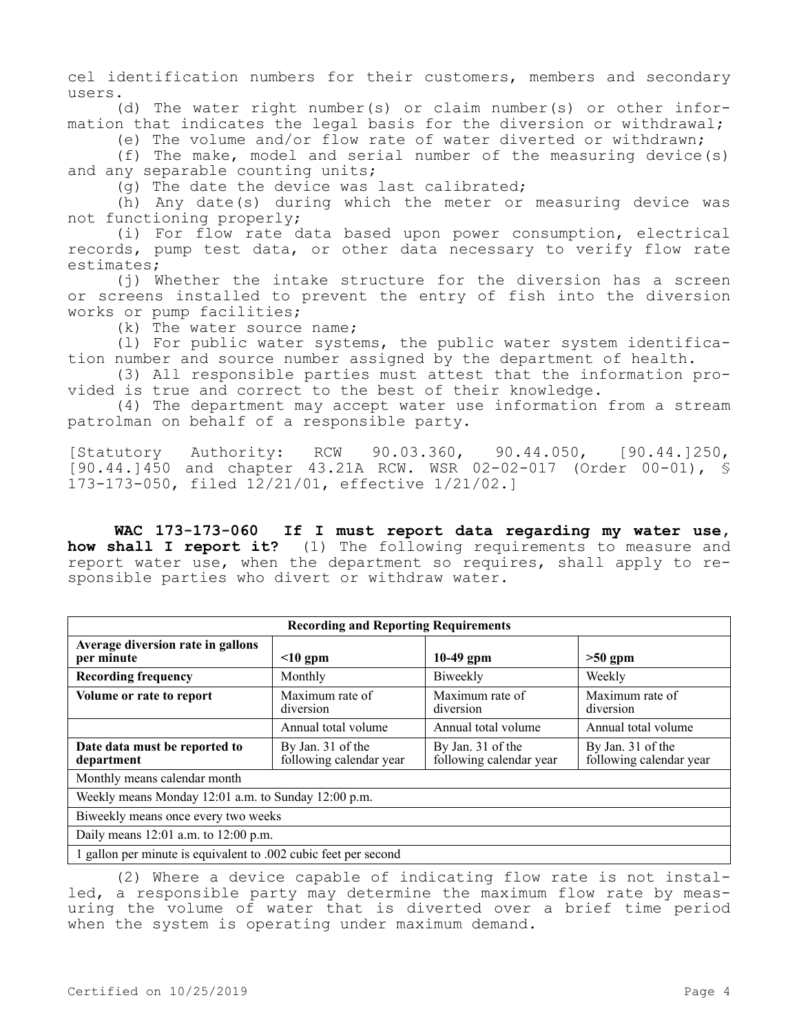cel identification numbers for their customers, members and secondary users.

(d) The water right number(s) or claim number(s) or other information that indicates the legal basis for the diversion or withdrawal;

(e) The volume and/or flow rate of water diverted or withdrawn;

(f) The make, model and serial number of the measuring device(s) and any separable counting units;

(g) The date the device was last calibrated;

(h) Any date(s) during which the meter or measuring device was not functioning properly;

(i) For flow rate data based upon power consumption, electrical records, pump test data, or other data necessary to verify flow rate estimates;

(j) Whether the intake structure for the diversion has a screen or screens installed to prevent the entry of fish into the diversion works or pump facilities;

(k) The water source name;

(l) For public water systems, the public water system identification number and source number assigned by the department of health.

(3) All responsible parties must attest that the information provided is true and correct to the best of their knowledge.

(4) The department may accept water use information from a stream patrolman on behalf of a responsible party.

[Statutory Authority: RCW 90.03.360, 90.44.050, [90.44.]250, [90.44.]450 and chapter 43.21A RCW. WSR 02-02-017 (Order 00-01), § 173-173-050, filed 12/21/01, effective 1/21/02.]

**WAC 173-173-060 If I must report data regarding my water use, how shall I report it?** (1) The following requirements to measure and report water use, when the department so requires, shall apply to responsible parties who divert or withdraw water.

| Recording and Reporting Requirements | | | |
|---|---|---|---|
| **Average diversion rate in gallons per minute** | **<10 gpm** | **10-49 gpm** | **>50 gpm** |
| **Recording frequency** | Monthly | Biweekly | Weekly |
| **Volume or rate to report** | Maximum rate of diversion | Maximum rate of diversion | Maximum rate of diversion |
| | Annual total volume | Annual total volume | Annual total volume |
| **Date data must be reported to department** | By Jan. 31 of the following calendar year | By Jan. 31 of the following calendar year | By Jan. 31 of the following calendar year |
| Monthly means calendar month | | | |
| Weekly means Monday 12:01 a.m. to Sunday 12:00 p.m. | | | |
| Biweekly means once every two weeks | | | |
| Daily means 12:01 a.m. to 12:00 p.m. | | | |
| 1 gallon per minute is equivalent to .002 cubic feet per second | | | |

(2) Where a device capable of indicating flow rate is not installed, a responsible party may determine the maximum flow rate by measuring the volume of water that is diverted over a brief time period when the system is operating under maximum demand.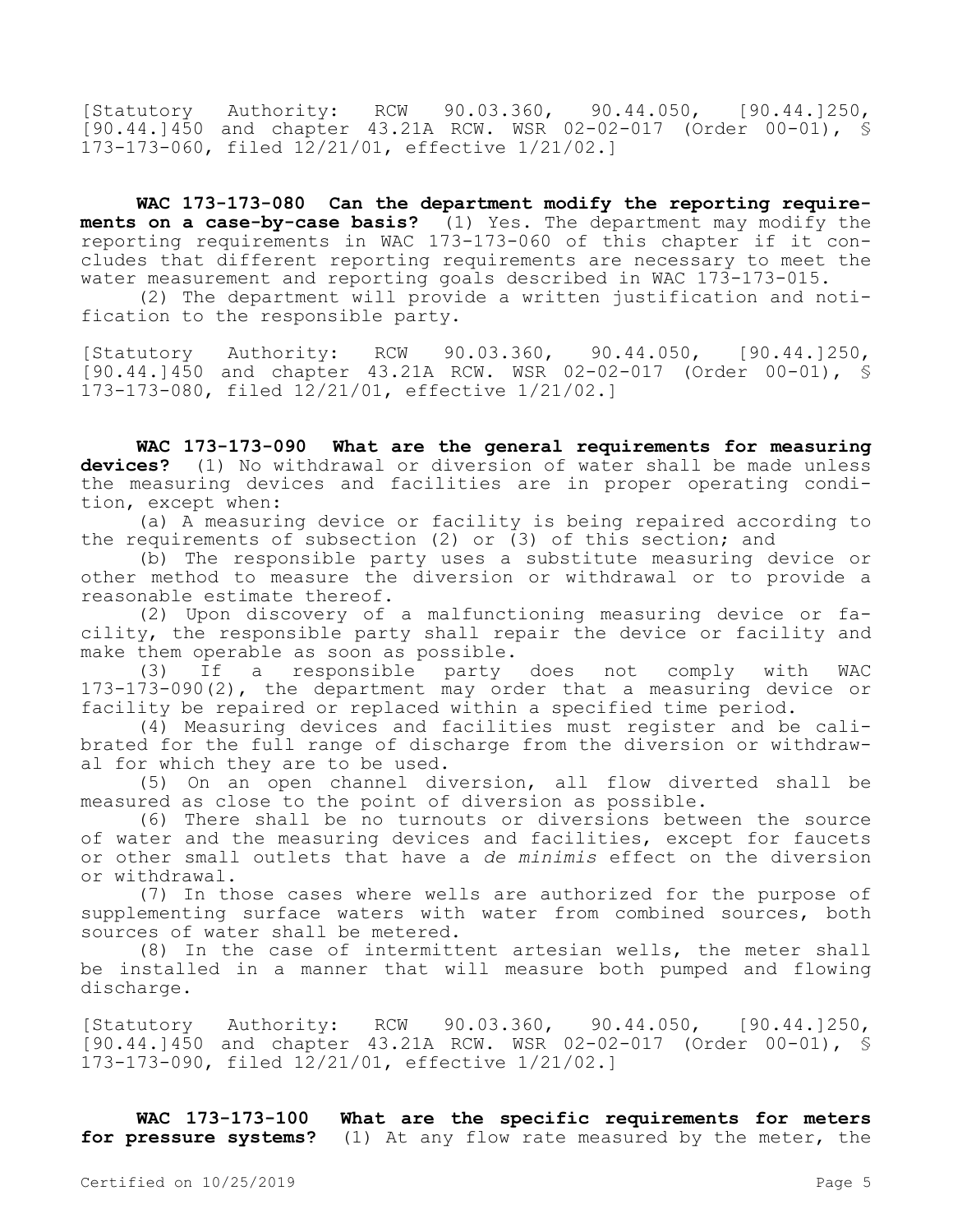[Statutory Authority: RCW 90.03.360, 90.44.050, [90.44.]250, [90.44.]450 and chapter 43.21A RCW. WSR 02-02-017 (Order 00-01), § 173-173-060, filed 12/21/01, effective 1/21/02.]

**WAC 173-173-080 Can the department modify the reporting requirements on a case-by-case basis?** (1) Yes. The department may modify the reporting requirements in WAC 173-173-060 of this chapter if it concludes that different reporting requirements are necessary to meet the water measurement and reporting goals described in WAC 173-173-015.

(2) The department will provide a written justification and notification to the responsible party.

[Statutory Authority: RCW 90.03.360, 90.44.050, [90.44.]250, [90.44.]450 and chapter 43.21A RCW. WSR 02-02-017 (Order 00-01), § 173-173-080, filed 12/21/01, effective 1/21/02.]

**WAC 173-173-090 What are the general requirements for measuring devices?** (1) No withdrawal or diversion of water shall be made unless the measuring devices and facilities are in proper operating condition, except when:

(a) A measuring device or facility is being repaired according to the requirements of subsection (2) or (3) of this section; and

(b) The responsible party uses a substitute measuring device or other method to measure the diversion or withdrawal or to provide a reasonable estimate thereof.

(2) Upon discovery of a malfunctioning measuring device or facility, the responsible party shall repair the device or facility and make them operable as soon as possible.

(3) If a responsible party does not comply with WAC 173-173-090(2), the department may order that a measuring device or facility be repaired or replaced within a specified time period.

(4) Measuring devices and facilities must register and be calibrated for the full range of discharge from the diversion or withdrawal for which they are to be used.

(5) On an open channel diversion, all flow diverted shall be measured as close to the point of diversion as possible.

(6) There shall be no turnouts or diversions between the source of water and the measuring devices and facilities, except for faucets or other small outlets that have a *de minimis* effect on the diversion or withdrawal.

(7) In those cases where wells are authorized for the purpose of supplementing surface waters with water from combined sources, both sources of water shall be metered.

(8) In the case of intermittent artesian wells, the meter shall be installed in a manner that will measure both pumped and flowing discharge.

[Statutory Authority: RCW 90.03.360, 90.44.050, [90.44.]250, [90.44.]450 and chapter 43.21A RCW. WSR 02-02-017 (Order 00-01), § 173-173-090, filed 12/21/01, effective 1/21/02.]

**WAC 173-173-100 What are the specific requirements for meters for pressure systems?** (1) At any flow rate measured by the meter, the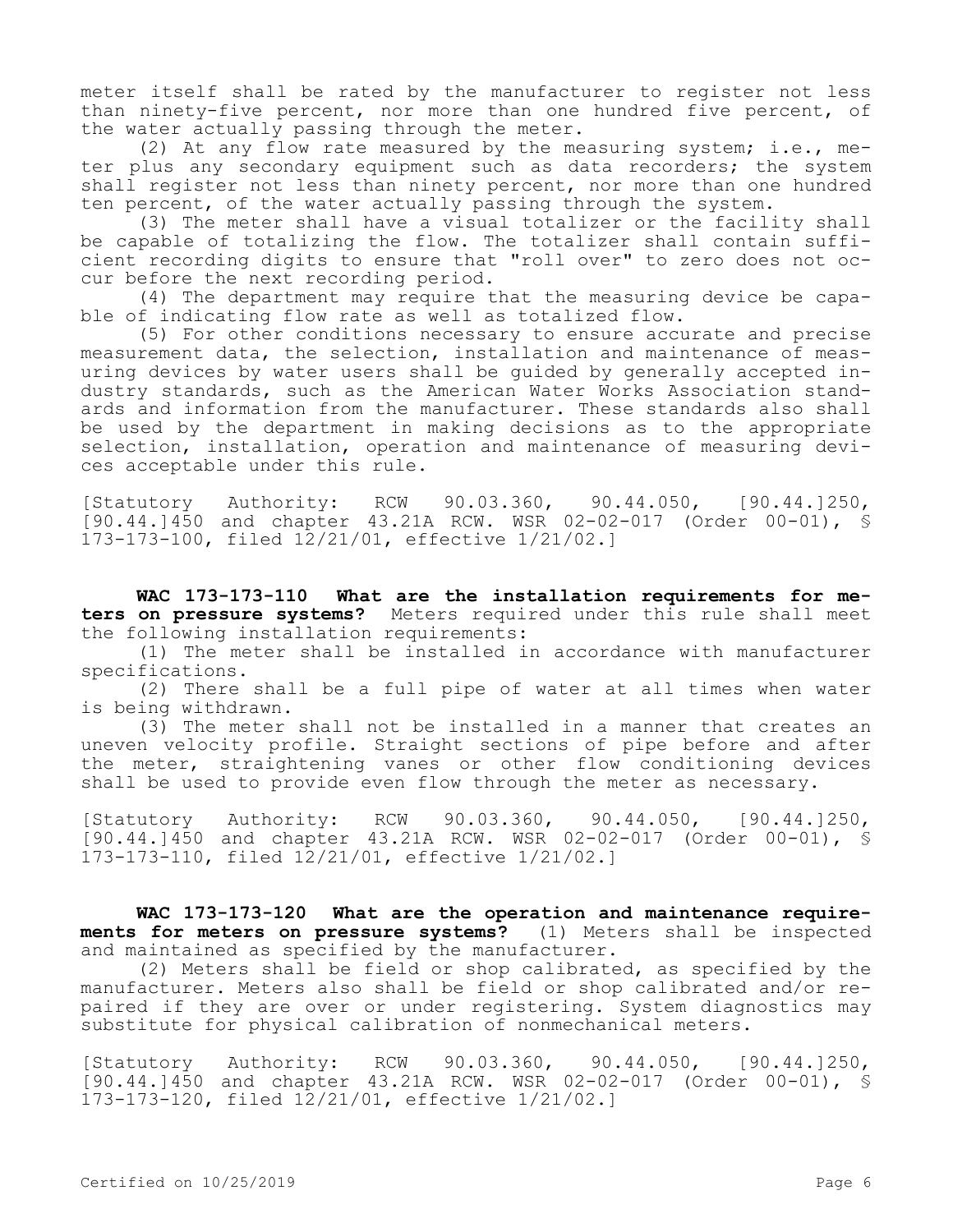meter itself shall be rated by the manufacturer to register not less than ninety-five percent, nor more than one hundred five percent, of the water actually passing through the meter.

(2) At any flow rate measured by the measuring system; i.e., meter plus any secondary equipment such as data recorders; the system shall register not less than ninety percent, nor more than one hundred ten percent, of the water actually passing through the system.

(3) The meter shall have a visual totalizer or the facility shall be capable of totalizing the flow. The totalizer shall contain sufficient recording digits to ensure that "roll over" to zero does not occur before the next recording period.

(4) The department may require that the measuring device be capable of indicating flow rate as well as totalized flow.

(5) For other conditions necessary to ensure accurate and precise measurement data, the selection, installation and maintenance of measuring devices by water users shall be guided by generally accepted industry standards, such as the American Water Works Association standards and information from the manufacturer. These standards also shall be used by the department in making decisions as to the appropriate selection, installation, operation and maintenance of measuring devices acceptable under this rule.

[Statutory Authority: RCW 90.03.360, 90.44.050, [90.44.]250, [90.44.]450 and chapter 43.21A RCW. WSR 02-02-017 (Order 00-01), § 173-173-100, filed 12/21/01, effective 1/21/02.]

**WAC 173-173-110 What are the installation requirements for meters on pressure systems?** Meters required under this rule shall meet the following installation requirements:

(1) The meter shall be installed in accordance with manufacturer specifications.

(2) There shall be a full pipe of water at all times when water is being withdrawn.

(3) The meter shall not be installed in a manner that creates an uneven velocity profile. Straight sections of pipe before and after the meter, straightening vanes or other flow conditioning devices shall be used to provide even flow through the meter as necessary.

[Statutory Authority: RCW 90.03.360, 90.44.050, [90.44.]250, [90.44.]450 and chapter 43.21A RCW. WSR 02-02-017 (Order 00-01), § 173-173-110, filed 12/21/01, effective 1/21/02.]

**WAC 173-173-120 What are the operation and maintenance requirements for meters on pressure systems?** (1) Meters shall be inspected and maintained as specified by the manufacturer.

(2) Meters shall be field or shop calibrated, as specified by the manufacturer. Meters also shall be field or shop calibrated and/or repaired if they are over or under registering. System diagnostics may substitute for physical calibration of nonmechanical meters.

[Statutory Authority: RCW 90.03.360, 90.44.050, [90.44.]250, [90.44.]450 and chapter 43.21A RCW. WSR 02-02-017 (Order 00-01), § 173-173-120, filed 12/21/01, effective 1/21/02.]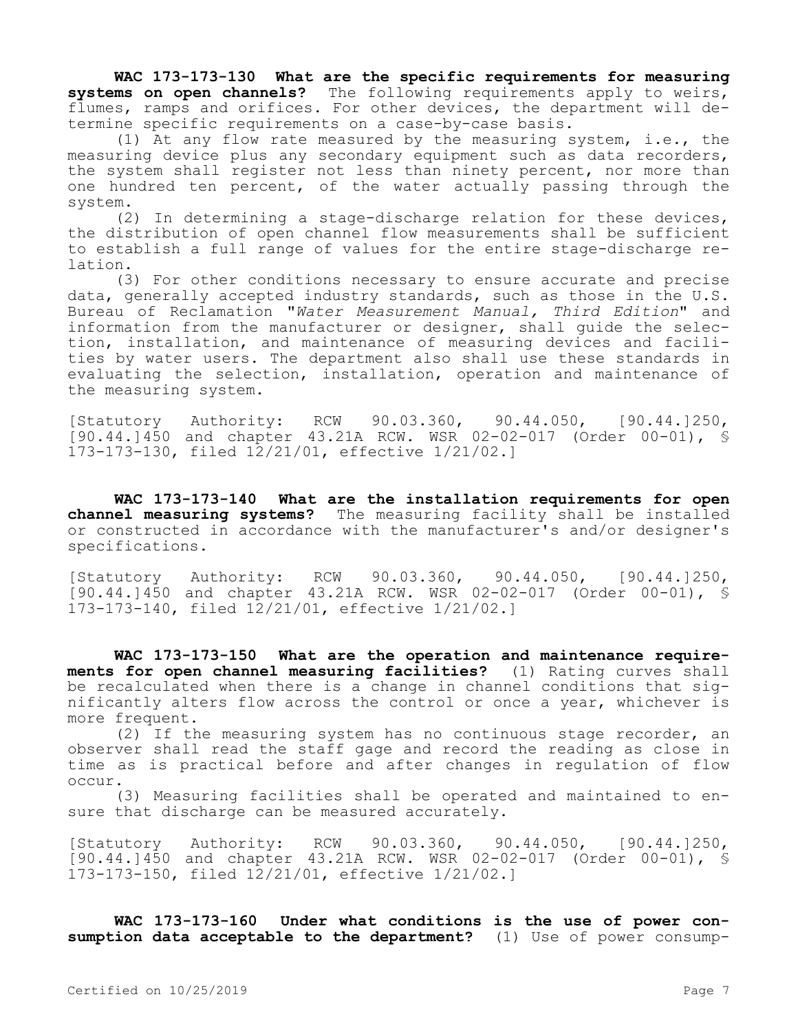**WAC 173-173-130 What are the specific requirements for measuring systems on open channels?** The following requirements apply to weirs, flumes, ramps and orifices. For other devices, the department will determine specific requirements on a case-by-case basis.

(1) At any flow rate measured by the measuring system, i.e., the measuring device plus any secondary equipment such as data recorders, the system shall register not less than ninety percent, nor more than one hundred ten percent, of the water actually passing through the system.

(2) In determining a stage-discharge relation for these devices, the distribution of open channel flow measurements shall be sufficient to establish a full range of values for the entire stage-discharge relation.

(3) For other conditions necessary to ensure accurate and precise data, generally accepted industry standards, such as those in the U.S. Bureau of Reclamation "*Water Measurement Manual, Third Edition*" and information from the manufacturer or designer, shall guide the selection, installation, and maintenance of measuring devices and facilities by water users. The department also shall use these standards in evaluating the selection, installation, operation and maintenance of the measuring system.

[Statutory Authority: RCW 90.03.360, 90.44.050, [90.44.]250, [90.44.]450 and chapter 43.21A RCW. WSR 02-02-017 (Order 00-01), § 173-173-130, filed 12/21/01, effective 1/21/02.]

**WAC 173-173-140 What are the installation requirements for open channel measuring systems?** The measuring facility shall be installed or constructed in accordance with the manufacturer's and/or designer's specifications.

[Statutory Authority: RCW 90.03.360, 90.44.050, [90.44.]250, [90.44.]450 and chapter 43.21A RCW. WSR 02-02-017 (Order 00-01), § 173-173-140, filed 12/21/01, effective 1/21/02.]

**WAC 173-173-150 What are the operation and maintenance requirements for open channel measuring facilities?** (1) Rating curves shall be recalculated when there is a change in channel conditions that significantly alters flow across the control or once a year, whichever is more frequent.

(2) If the measuring system has no continuous stage recorder, an observer shall read the staff gage and record the reading as close in time as is practical before and after changes in regulation of flow occur.

(3) Measuring facilities shall be operated and maintained to ensure that discharge can be measured accurately.

[Statutory Authority: RCW 90.03.360, 90.44.050, [90.44.]250, [90.44.]450 and chapter 43.21A RCW. WSR 02-02-017 (Order 00-01), § 173-173-150, filed 12/21/01, effective 1/21/02.]

**WAC 173-173-160 Under what conditions is the use of power consumption data acceptable to the department?** (1) Use of power consump-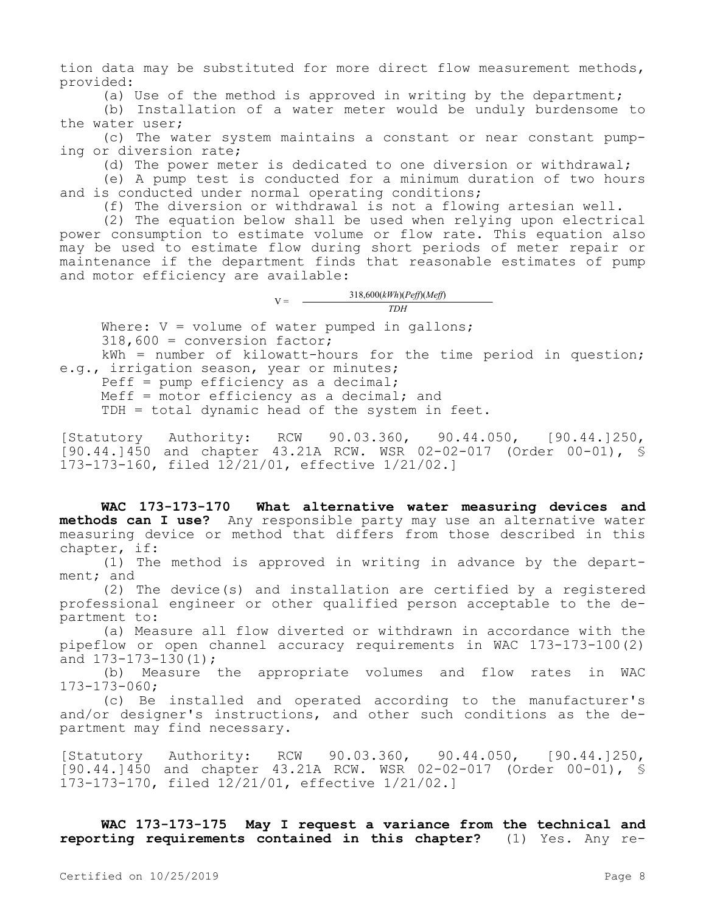tion data may be substituted for more direct flow measurement methods, provided:

(a) Use of the method is approved in writing by the department;

(b) Installation of a water meter would be unduly burdensome to the water user;

(c) The water system maintains a constant or near constant pumping or diversion rate;

(d) The power meter is dedicated to one diversion or withdrawal;

(e) A pump test is conducted for a minimum duration of two hours and is conducted under normal operating conditions;

(f) The diversion or withdrawal is not a flowing artesian well.

(2) The equation below shall be used when relying upon electrical power consumption to estimate volume or flow rate. This equation also may be used to estimate flow during short periods of meter repair or maintenance if the department finds that reasonable estimates of pump and motor efficiency are available:

$$V = \frac{318{,}600(kWh)(Peff)(Meff)}{TDH}$$

Where: V = volume of water pumped in gallons;

318,600 = conversion factor;

kWh = number of kilowatt-hours for the time period in question; e.g., irrigation season, year or minutes;

Peff = pump efficiency as a decimal;

Meff = motor efficiency as a decimal; and

TDH = total dynamic head of the system in feet.

[Statutory Authority: RCW 90.03.360, 90.44.050, [90.44.]250, [90.44.]450 and chapter 43.21A RCW. WSR 02-02-017 (Order 00-01), § 173-173-160, filed 12/21/01, effective 1/21/02.]

**WAC 173-173-170 What alternative water measuring devices and methods can I use?** Any responsible party may use an alternative water measuring device or method that differs from those described in this chapter, if:

(1) The method is approved in writing in advance by the department; and

(2) The device(s) and installation are certified by a registered professional engineer or other qualified person acceptable to the department to:

(a) Measure all flow diverted or withdrawn in accordance with the pipeflow or open channel accuracy requirements in WAC 173-173-100(2) and 173-173-130(1);

(b) Measure the appropriate volumes and flow rates in WAC 173-173-060;

(c) Be installed and operated according to the manufacturer's and/or designer's instructions, and other such conditions as the department may find necessary.

[Statutory Authority: RCW 90.03.360, 90.44.050, [90.44.]250, [90.44.]450 and chapter 43.21A RCW. WSR 02-02-017 (Order 00-01), § 173-173-170, filed 12/21/01, effective 1/21/02.]

**WAC 173-173-175 May I request a variance from the technical and reporting requirements contained in this chapter?** (1) Yes. Any re-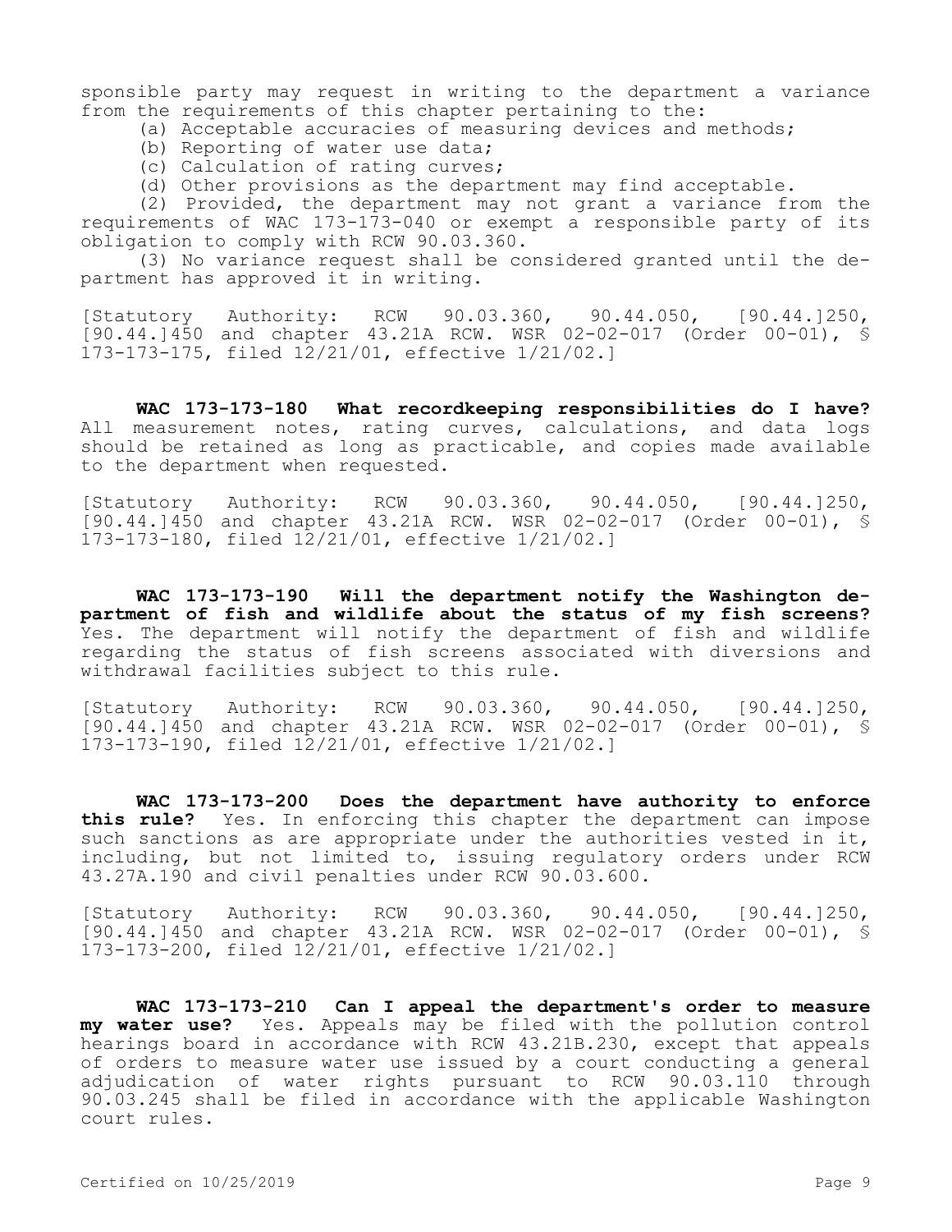sponsible party may request in writing to the department a variance from the requirements of this chapter pertaining to the:

(a) Acceptable accuracies of measuring devices and methods;

(b) Reporting of water use data;

(c) Calculation of rating curves;

(d) Other provisions as the department may find acceptable.

(2) Provided, the department may not grant a variance from the requirements of WAC 173-173-040 or exempt a responsible party of its obligation to comply with RCW 90.03.360.

(3) No variance request shall be considered granted until the department has approved it in writing.

[Statutory Authority: RCW 90.03.360, 90.44.050, [90.44.]250, [90.44.]450 and chapter 43.21A RCW. WSR 02-02-017 (Order 00-01), § 173-173-175, filed 12/21/01, effective 1/21/02.]

**WAC 173-173-180 What recordkeeping responsibilities do I have?** All measurement notes, rating curves, calculations, and data logs should be retained as long as practicable, and copies made available to the department when requested.

[Statutory Authority: RCW 90.03.360, 90.44.050, [90.44.]250, [90.44.]450 and chapter 43.21A RCW. WSR 02-02-017 (Order 00-01), § 173-173-180, filed 12/21/01, effective 1/21/02.]

**WAC 173-173-190 Will the department notify the Washington department of fish and wildlife about the status of my fish screens?** Yes. The department will notify the department of fish and wildlife regarding the status of fish screens associated with diversions and withdrawal facilities subject to this rule.

[Statutory Authority: RCW 90.03.360, 90.44.050, [90.44.]250, [90.44.]450 and chapter 43.21A RCW. WSR 02-02-017 (Order 00-01), § 173-173-190, filed 12/21/01, effective 1/21/02.]

**WAC 173-173-200 Does the department have authority to enforce this rule?** Yes. In enforcing this chapter the department can impose such sanctions as are appropriate under the authorities vested in it, including, but not limited to, issuing regulatory orders under RCW 43.27A.190 and civil penalties under RCW 90.03.600.

[Statutory Authority: RCW 90.03.360, 90.44.050, [90.44.]250, [90.44.]450 and chapter 43.21A RCW. WSR 02-02-017 (Order 00-01), § 173-173-200, filed 12/21/01, effective 1/21/02.]

**WAC 173-173-210 Can I appeal the department's order to measure my water use?** Yes. Appeals may be filed with the pollution control hearings board in accordance with RCW 43.21B.230, except that appeals of orders to measure water use issued by a court conducting a general adjudication of water rights pursuant to RCW 90.03.110 through 90.03.245 shall be filed in accordance with the applicable Washington court rules.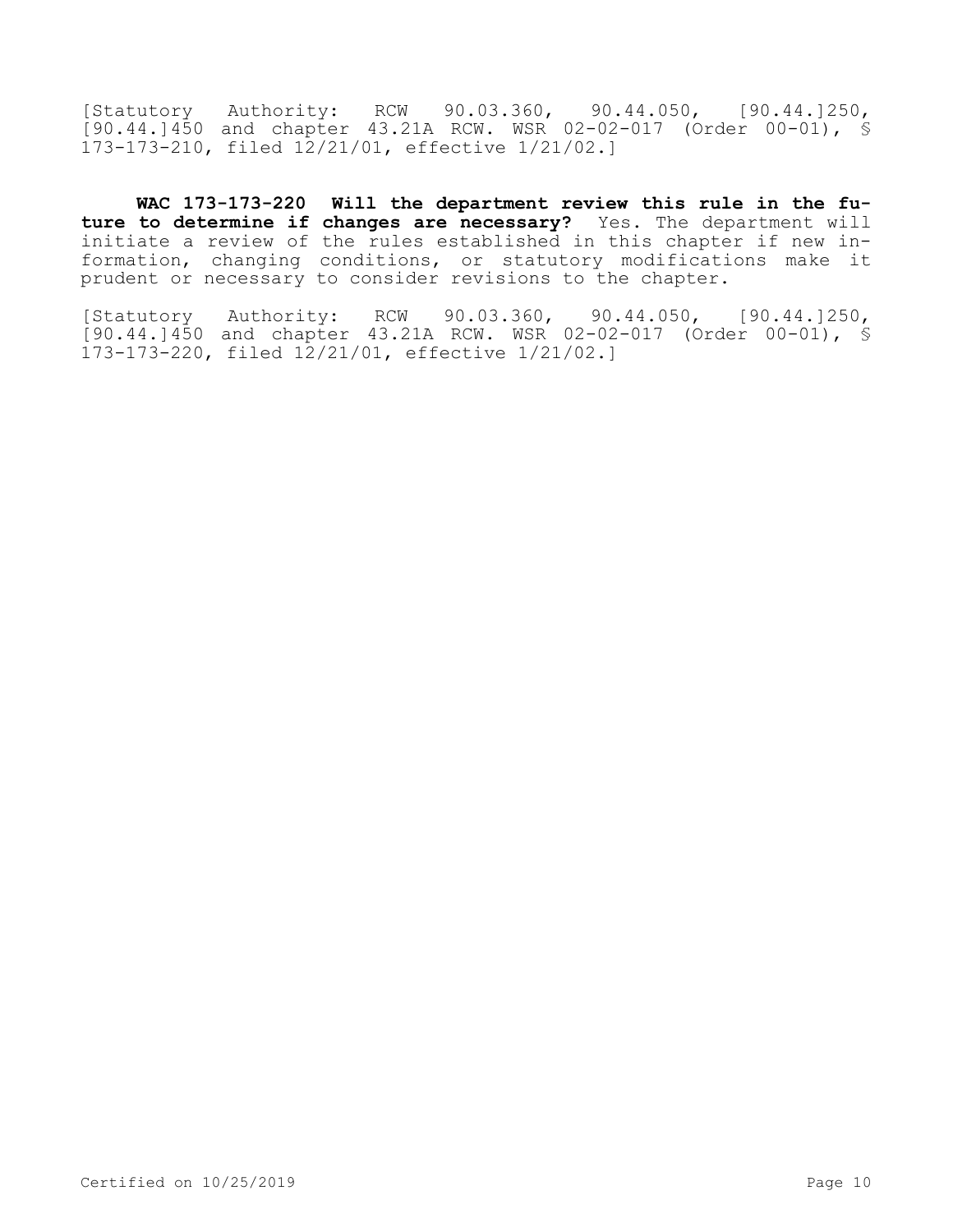[Statutory Authority: RCW 90.03.360, 90.44.050, [90.44.]250, [90.44.]450 and chapter 43.21A RCW. WSR 02-02-017 (Order 00-01), § 173-173-210, filed 12/21/01, effective 1/21/02.]

**WAC 173-173-220 Will the department review this rule in the future to determine if changes are necessary?** Yes. The department will initiate a review of the rules established in this chapter if new information, changing conditions, or statutory modifications make it prudent or necessary to consider revisions to the chapter.

[Statutory Authority: RCW 90.03.360, 90.44.050, [90.44.]250, [90.44.]450 and chapter 43.21A RCW. WSR 02-02-017 (Order 00-01), § 173-173-220, filed 12/21/01, effective 1/21/02.]